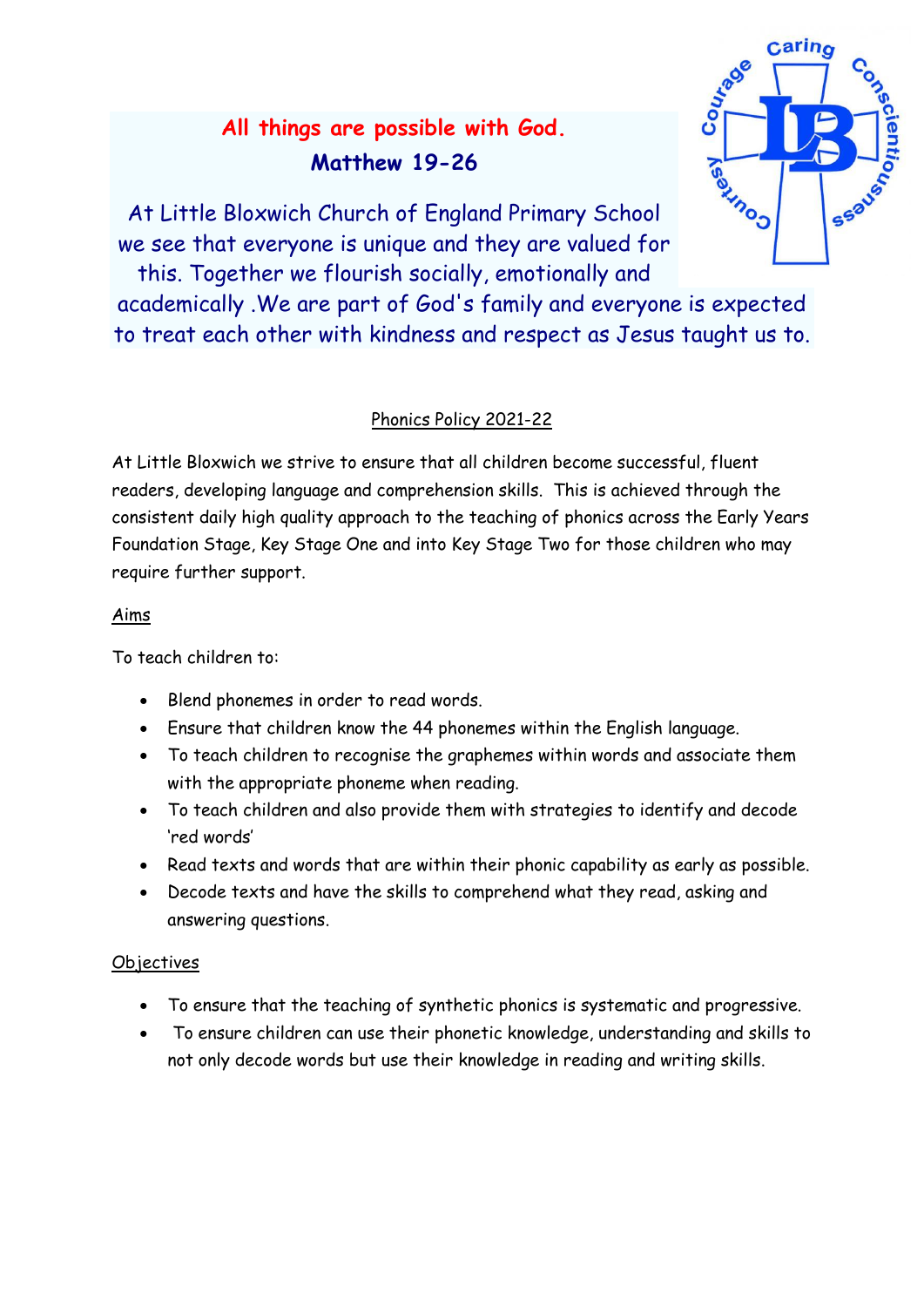**All things are possible with God.**
**Matthew 19-26**

At Little Bloxwich Church of England Primary School we see that everyone is unique and they are valued for this. Together we flourish socially, emotionally and academically .We are part of God's family and everyone is expected to treat each other with kindness and respect as Jesus taught us to.

## Phonics Policy 2021-22

At Little Bloxwich we strive to ensure that all children become successful, fluent readers, developing language and comprehension skills. This is achieved through the consistent daily high quality approach to the teaching of phonics across the Early Years Foundation Stage, Key Stage One and into Key Stage Two for those children who may require further support.

### Aims

To teach children to:

- Blend phonemes in order to read words.
- Ensure that children know the 44 phonemes within the English language.
- To teach children to recognise the graphemes within words and associate them with the appropriate phoneme when reading.
- To teach children and also provide them with strategies to identify and decode 'red words'
- Read texts and words that are within their phonic capability as early as possible.
- Decode texts and have the skills to comprehend what they read, asking and answering questions.

### Objectives

- To ensure that the teaching of synthetic phonics is systematic and progressive.
- To ensure children can use their phonetic knowledge, understanding and skills to not only decode words but use their knowledge in reading and writing skills.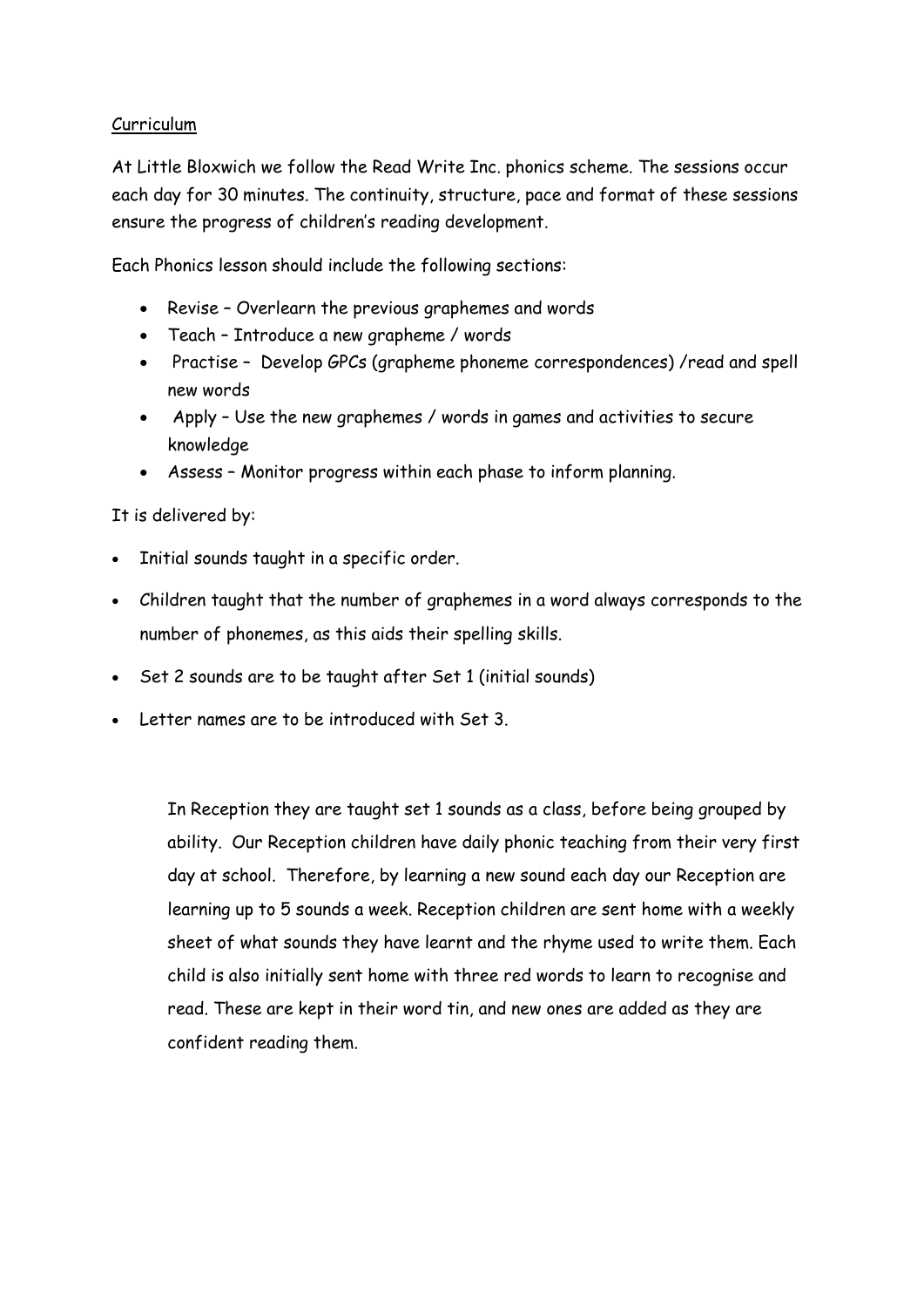Curriculum

At Little Bloxwich we follow the Read Write Inc. phonics scheme. The sessions occur each day for 30 minutes. The continuity, structure, pace and format of these sessions ensure the progress of children's reading development.

Each Phonics lesson should include the following sections:

- Revise – Overlearn the previous graphemes and words
- Teach – Introduce a new grapheme / words
- Practise – Develop GPCs (grapheme phoneme correspondences) /read and spell new words
- Apply – Use the new graphemes / words in games and activities to secure knowledge
- Assess – Monitor progress within each phase to inform planning.

It is delivered by:

- Initial sounds taught in a specific order.
- Children taught that the number of graphemes in a word always corresponds to the number of phonemes, as this aids their spelling skills.
- Set 2 sounds are to be taught after Set 1 (initial sounds)
- Letter names are to be introduced with Set 3.

In Reception they are taught set 1 sounds as a class, before being grouped by ability. Our Reception children have daily phonic teaching from their very first day at school. Therefore, by learning a new sound each day our Reception are learning up to 5 sounds a week. Reception children are sent home with a weekly sheet of what sounds they have learnt and the rhyme used to write them. Each child is also initially sent home with three red words to learn to recognise and read. These are kept in their word tin, and new ones are added as they are confident reading them.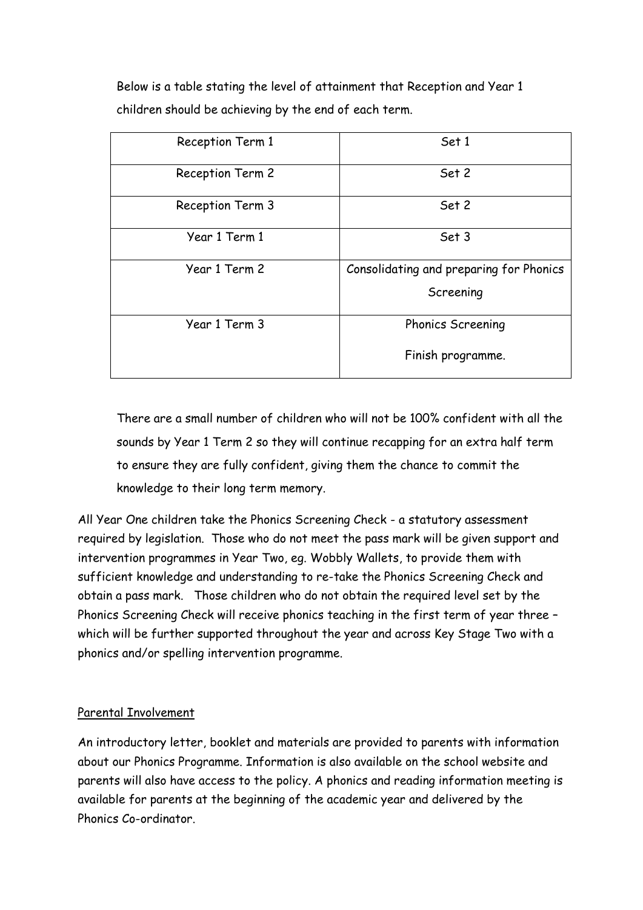Below is a table stating the level of attainment that Reception and Year 1 children should be achieving by the end of each term.

| | |
|---|---|
| Reception Term 1 | Set 1 |
| Reception Term 2 | Set 2 |
| Reception Term 3 | Set 2 |
| Year 1 Term 1 | Set 3 |
| Year 1 Term 2 | Consolidating and preparing for Phonics Screening |
| Year 1 Term 3 | Phonics Screening<br><br>Finish programme. |

There are a small number of children who will not be 100% confident with all the sounds by Year 1 Term 2 so they will continue recapping for an extra half term to ensure they are fully confident, giving them the chance to commit the knowledge to their long term memory.

All Year One children take the Phonics Screening Check - a statutory assessment required by legislation. Those who do not meet the pass mark will be given support and intervention programmes in Year Two, eg. Wobbly Wallets, to provide them with sufficient knowledge and understanding to re-take the Phonics Screening Check and obtain a pass mark. Those children who do not obtain the required level set by the Phonics Screening Check will receive phonics teaching in the first term of year three – which will be further supported throughout the year and across Key Stage Two with a phonics and/or spelling intervention programme.

## Parental Involvement

An introductory letter, booklet and materials are provided to parents with information about our Phonics Programme. Information is also available on the school website and parents will also have access to the policy. A phonics and reading information meeting is available for parents at the beginning of the academic year and delivered by the Phonics Co-ordinator.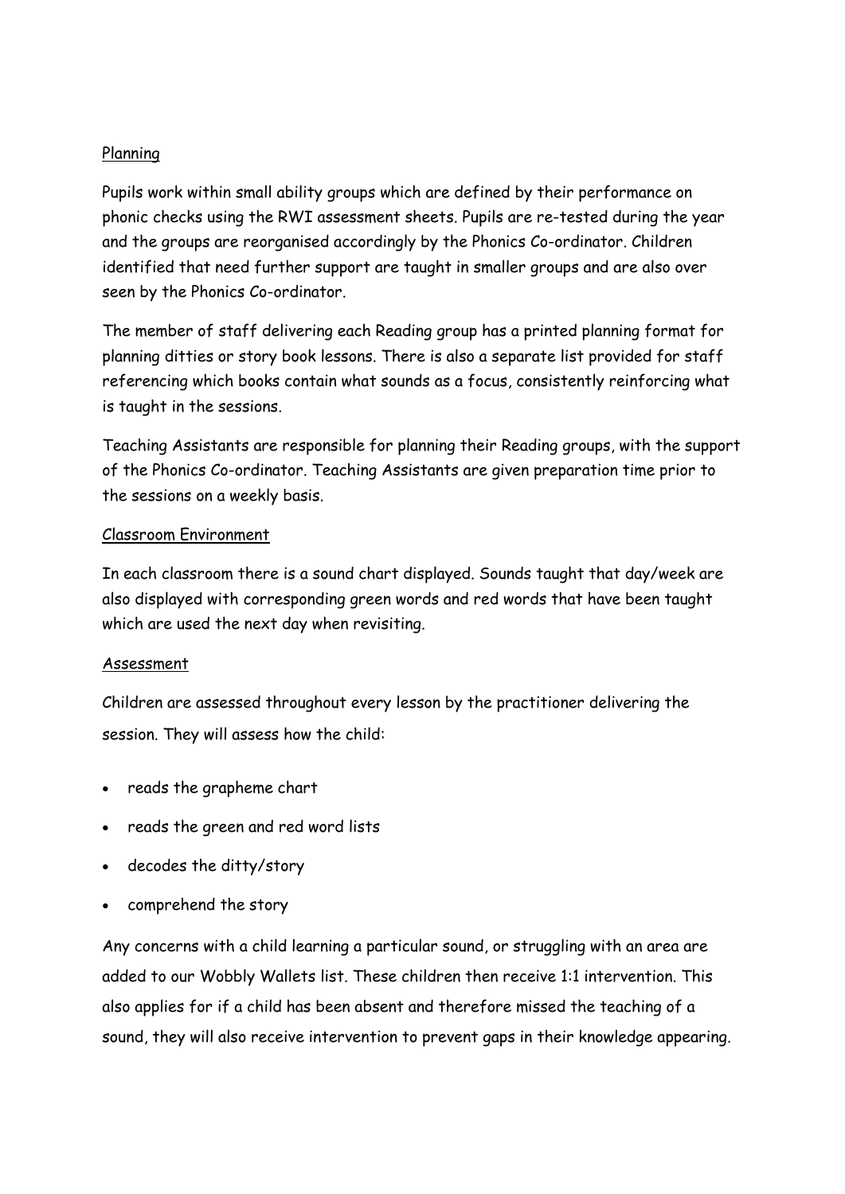## Planning

Pupils work within small ability groups which are defined by their performance on phonic checks using the RWI assessment sheets. Pupils are re-tested during the year and the groups are reorganised accordingly by the Phonics Co-ordinator. Children identified that need further support are taught in smaller groups and are also over seen by the Phonics Co-ordinator.

The member of staff delivering each Reading group has a printed planning format for planning ditties or story book lessons. There is also a separate list provided for staff referencing which books contain what sounds as a focus, consistently reinforcing what is taught in the sessions.

Teaching Assistants are responsible for planning their Reading groups, with the support of the Phonics Co-ordinator. Teaching Assistants are given preparation time prior to the sessions on a weekly basis.

## Classroom Environment

In each classroom there is a sound chart displayed. Sounds taught that day/week are also displayed with corresponding green words and red words that have been taught which are used the next day when revisiting.

## Assessment

Children are assessed throughout every lesson by the practitioner delivering the session. They will assess how the child:

- reads the grapheme chart
- reads the green and red word lists
- decodes the ditty/story
- comprehend the story

Any concerns with a child learning a particular sound, or struggling with an area are added to our Wobbly Wallets list. These children then receive 1:1 intervention. This also applies for if a child has been absent and therefore missed the teaching of a sound, they will also receive intervention to prevent gaps in their knowledge appearing.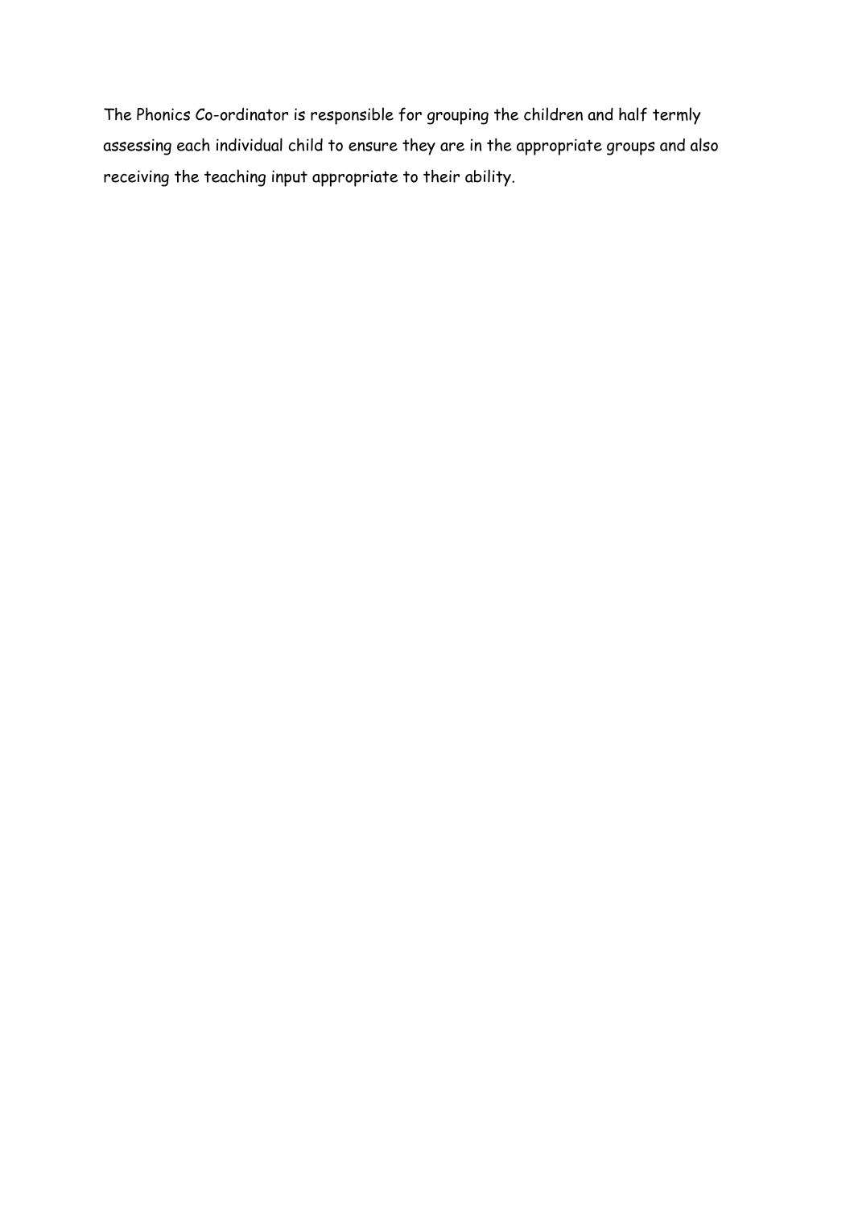The Phonics Co-ordinator is responsible for grouping the children and half termly assessing each individual child to ensure they are in the appropriate groups and also receiving the teaching input appropriate to their ability.